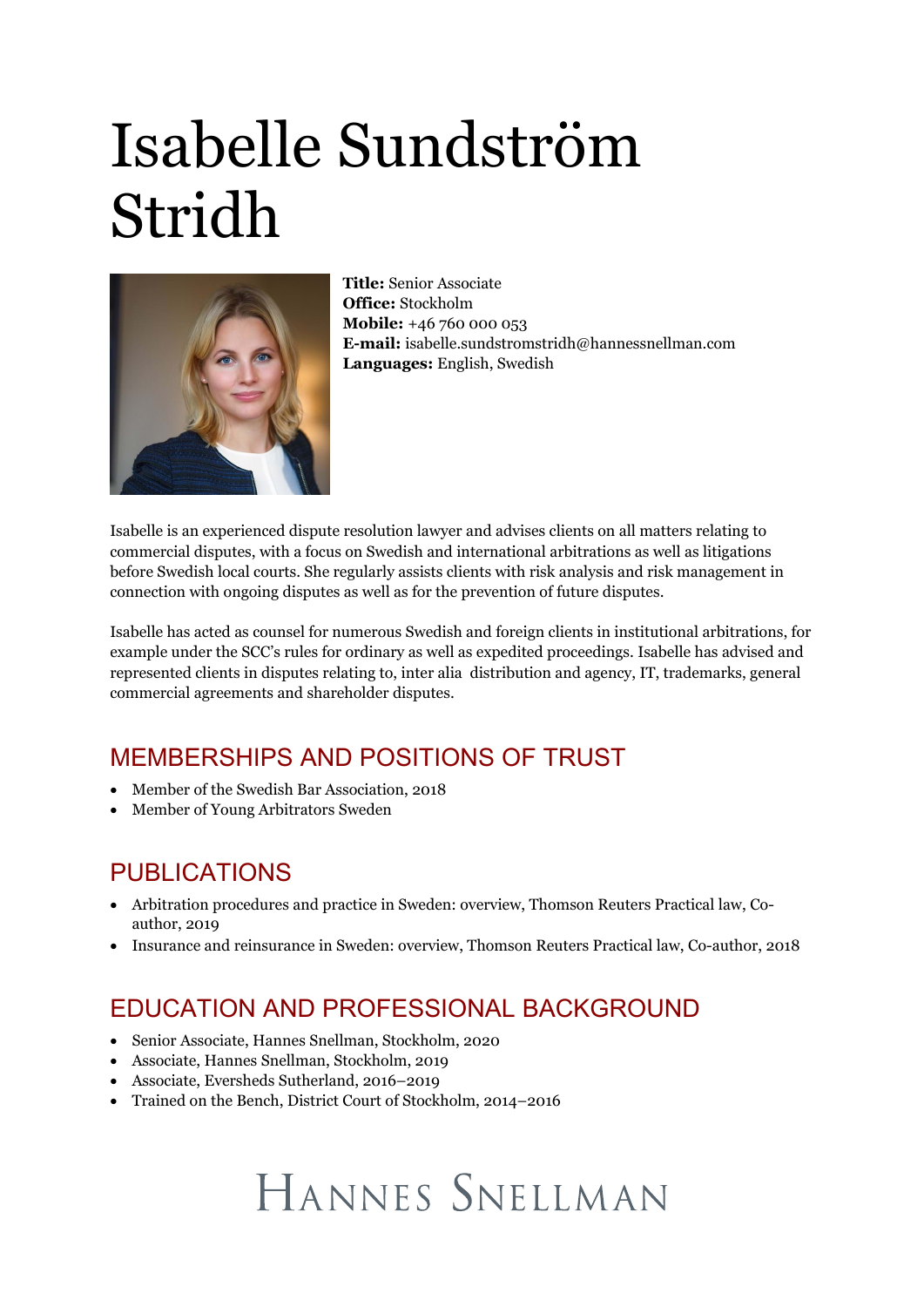# Isabelle Sundström Stridh

**Title:** Senior Associate
**Office:** Stockholm
**Mobile:** +46 760 000 053
**E-mail:** isabelle.sundstromstridh@hannessnellman.com
**Languages:** English, Swedish

Isabelle is an experienced dispute resolution lawyer and advises clients on all matters relating to commercial disputes, with a focus on Swedish and international arbitrations as well as litigations before Swedish local courts. She regularly assists clients with risk analysis and risk management in connection with ongoing disputes as well as for the prevention of future disputes.

Isabelle has acted as counsel for numerous Swedish and foreign clients in institutional arbitrations, for example under the SCC's rules for ordinary as well as expedited proceedings. Isabelle has advised and represented clients in disputes relating to, inter alia distribution and agency, IT, trademarks, general commercial agreements and shareholder disputes.

## MEMBERSHIPS AND POSITIONS OF TRUST

- Member of the Swedish Bar Association, 2018
- Member of Young Arbitrators Sweden

## PUBLICATIONS

- Arbitration procedures and practice in Sweden: overview, Thomson Reuters Practical law, Co-author, 2019
- Insurance and reinsurance in Sweden: overview, Thomson Reuters Practical law, Co-author, 2018

## EDUCATION AND PROFESSIONAL BACKGROUND

- Senior Associate, Hannes Snellman, Stockholm, 2020
- Associate, Hannes Snellman, Stockholm, 2019
- Associate, Eversheds Sutherland, 2016–2019
- Trained on the Bench, District Court of Stockholm, 2014–2016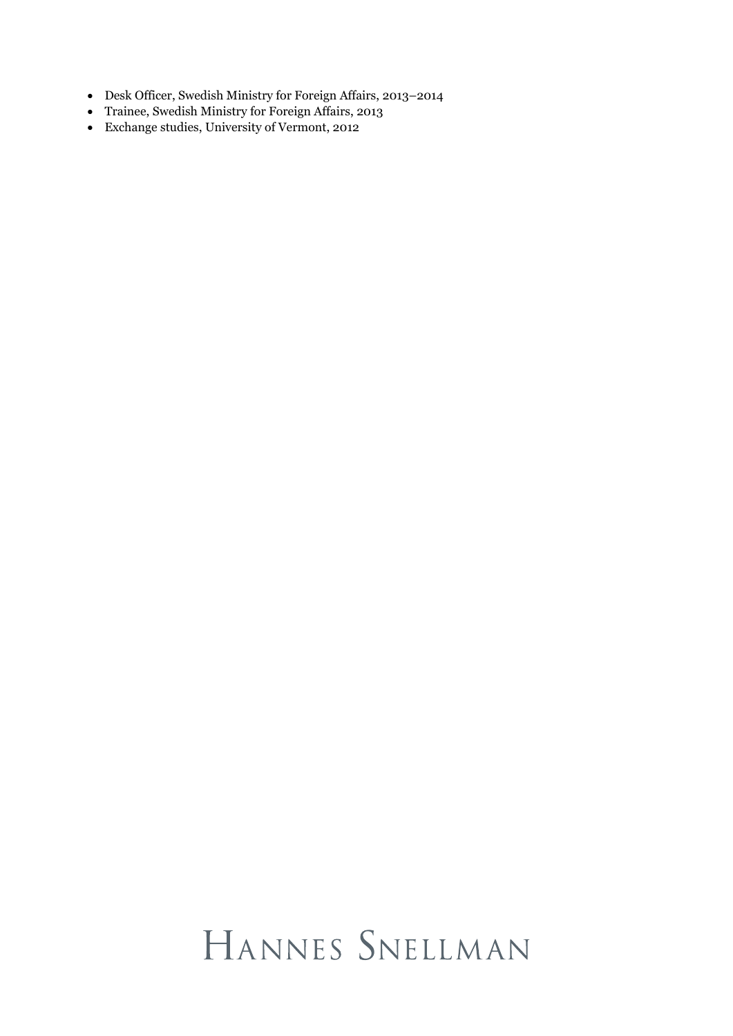- Desk Officer, Swedish Ministry for Foreign Affairs, 2013–2014
- Trainee, Swedish Ministry for Foreign Affairs, 2013
- Exchange studies, University of Vermont, 2012